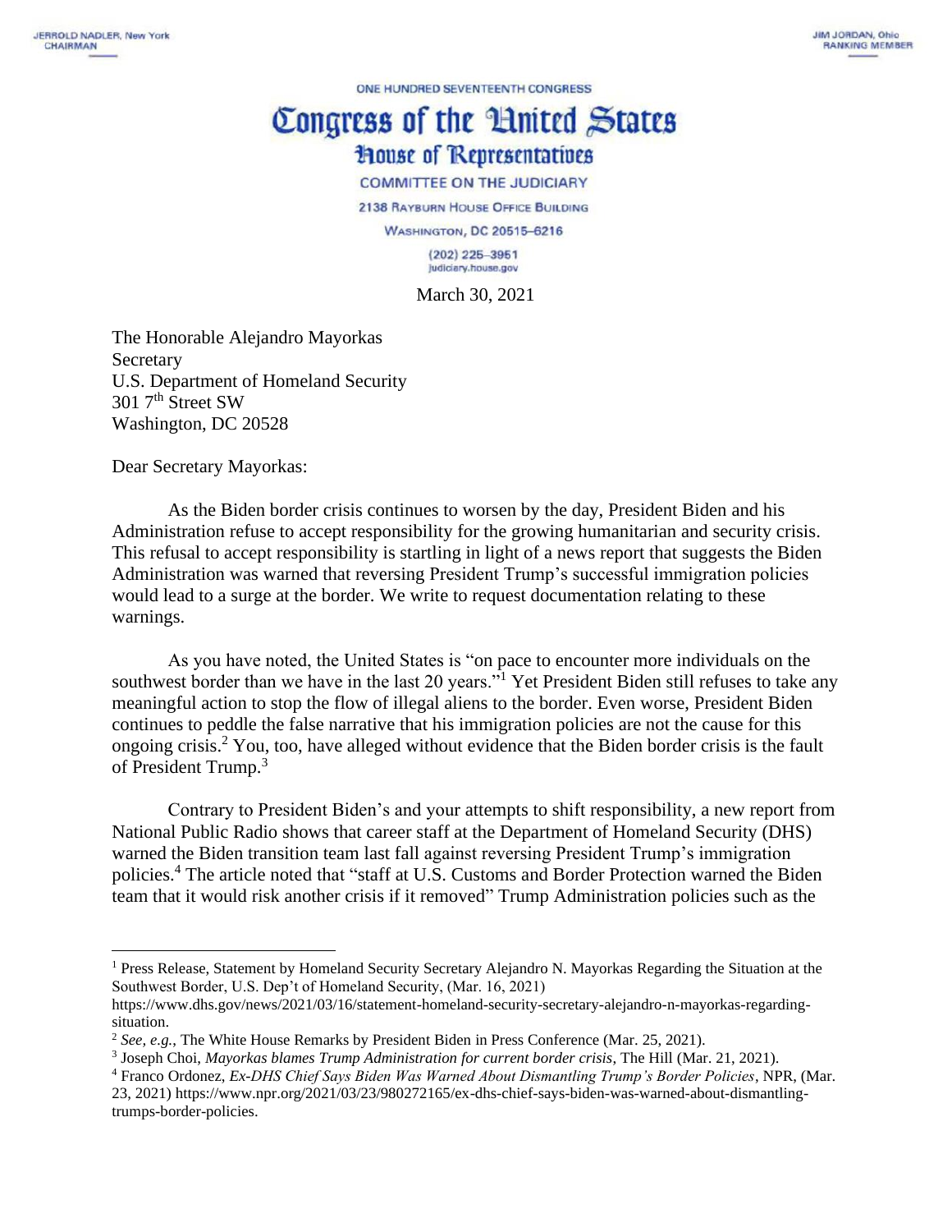JERROLD NADLER, New York
CHAIRMAN

JIM JORDAN, Ohio
RANKING MEMBER

ONE HUNDRED SEVENTEENTH CONGRESS

# Congress of the United States

## House of Representatives

COMMITTEE ON THE JUDICIARY

2138 RAYBURN HOUSE OFFICE BUILDING

WASHINGTON, DC 20515–6216

(202) 225–3951
judiciary.house.gov

March 30, 2021

The Honorable Alejandro Mayorkas
Secretary
U.S. Department of Homeland Security
301 7th Street SW
Washington, DC 20528

Dear Secretary Mayorkas:

As the Biden border crisis continues to worsen by the day, President Biden and his Administration refuse to accept responsibility for the growing humanitarian and security crisis. This refusal to accept responsibility is startling in light of a news report that suggests the Biden Administration was warned that reversing President Trump's successful immigration policies would lead to a surge at the border. We write to request documentation relating to these warnings.

As you have noted, the United States is "on pace to encounter more individuals on the southwest border than we have in the last 20 years."[1] Yet President Biden still refuses to take any meaningful action to stop the flow of illegal aliens to the border. Even worse, President Biden continues to peddle the false narrative that his immigration policies are not the cause for this ongoing crisis.[2] You, too, have alleged without evidence that the Biden border crisis is the fault of President Trump.[3]

Contrary to President Biden's and your attempts to shift responsibility, a new report from National Public Radio shows that career staff at the Department of Homeland Security (DHS) warned the Biden transition team last fall against reversing President Trump's immigration policies.[4] The article noted that "staff at U.S. Customs and Border Protection warned the Biden team that it would risk another crisis if it removed" Trump Administration policies such as the

---

[1] Press Release, Statement by Homeland Security Secretary Alejandro N. Mayorkas Regarding the Situation at the Southwest Border, U.S. Dep't of Homeland Security, (Mar. 16, 2021) https://www.dhs.gov/news/2021/03/16/statement-homeland-security-secretary-alejandro-n-mayorkas-regarding-situation.

[2] *See, e.g.*, The White House Remarks by President Biden in Press Conference (Mar. 25, 2021).

[3] Joseph Choi, *Mayorkas blames Trump Administration for current border crisis*, The Hill (Mar. 21, 2021).

[4] Franco Ordonez, *Ex-DHS Chief Says Biden Was Warned About Dismantling Trump's Border Policies*, NPR, (Mar. 23, 2021) https://www.npr.org/2021/03/23/980272165/ex-dhs-chief-says-biden-was-warned-about-dismantling-trumps-border-policies.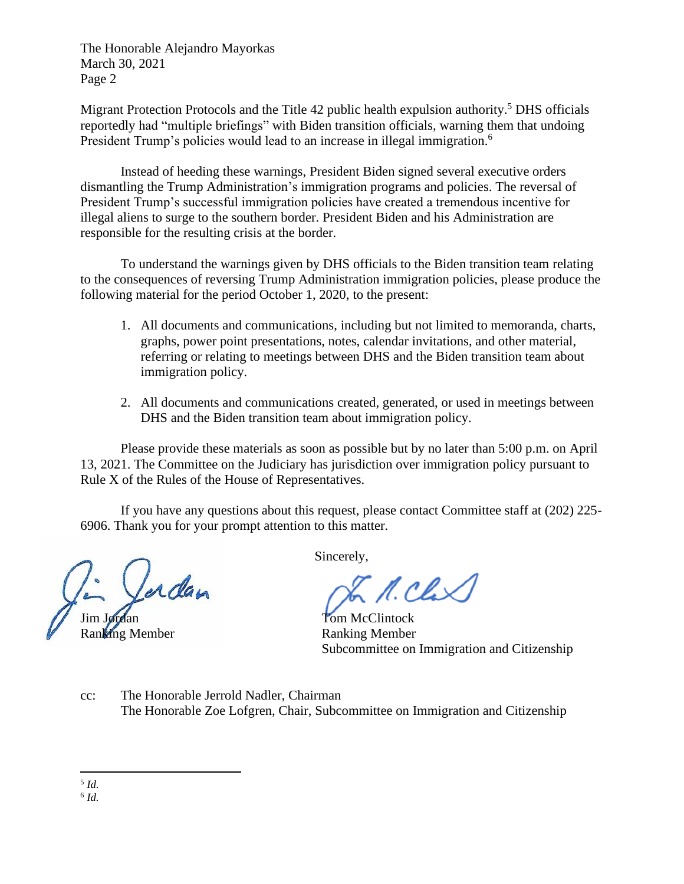Migrant Protection Protocols and the Title 42 public health expulsion authority.[5] DHS officials reportedly had "multiple briefings" with Biden transition officials, warning them that undoing President Trump's policies would lead to an increase in illegal immigration.[6]

Instead of heeding these warnings, President Biden signed several executive orders dismantling the Trump Administration's immigration programs and policies. The reversal of President Trump's successful immigration policies have created a tremendous incentive for illegal aliens to surge to the southern border. President Biden and his Administration are responsible for the resulting crisis at the border.

To understand the warnings given by DHS officials to the Biden transition team relating to the consequences of reversing Trump Administration immigration policies, please produce the following material for the period October 1, 2020, to the present:

1. All documents and communications, including but not limited to memoranda, charts, graphs, power point presentations, notes, calendar invitations, and other material, referring or relating to meetings between DHS and the Biden transition team about immigration policy.

2. All documents and communications created, generated, or used in meetings between DHS and the Biden transition team about immigration policy.

Please provide these materials as soon as possible but by no later than 5:00 p.m. on April 13, 2021. The Committee on the Judiciary has jurisdiction over immigration policy pursuant to Rule X of the Rules of the House of Representatives.

If you have any questions about this request, please contact Committee staff at (202) 225-6906. Thank you for your prompt attention to this matter.

Sincerely,

Jim Jordan
Ranking Member

Tom McClintock
Ranking Member
Subcommittee on Immigration and Citizenship

cc: The Honorable Jerrold Nadler, Chairman
The Honorable Zoe Lofgren, Chair, Subcommittee on Immigration and Citizenship

---

[5] *Id.*

[6] *Id.*